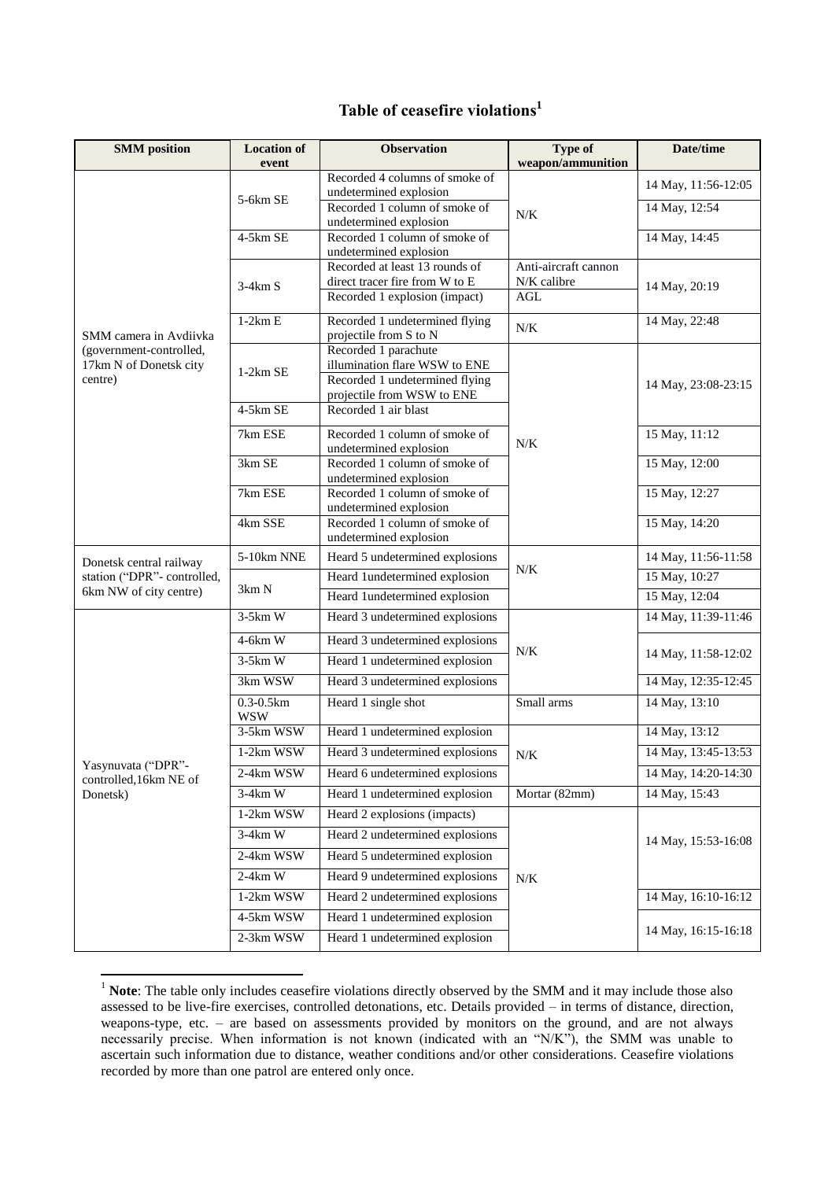# Table of ceasefire violations[1]

| SMM position | Location of event | Observation | Type of weapon/ammunition | Date/time |
|---|---|---|---|---|
| SMM camera in Avdiivka (government-controlled, 17km N of Donetsk city centre) | 5-6km SE | Recorded 4 columns of smoke of undetermined explosion | N/K | 14 May, 11:56-12:05 |
| | | Recorded 1 column of smoke of undetermined explosion | | 14 May, 12:54 |
| | 4-5km SE | Recorded 1 column of smoke of undetermined explosion | | 14 May, 14:45 |
| | 3-4km S | Recorded at least 13 rounds of direct tracer fire from W to E | Anti-aircraft cannon N/K calibre | 14 May, 20:19 |
| | | Recorded 1 explosion (impact) | AGL | |
| | 1-2km E | Recorded 1 undetermined flying projectile from S to N | N/K | 14 May, 22:48 |
| | 1-2km SE | Recorded 1 parachute illumination flare WSW to ENE | N/K | 14 May, 23:08-23:15 |
| | | Recorded 1 undetermined flying projectile from WSW to ENE | | |
| | 4-5km SE | Recorded 1 air blast | | |
| | 7km ESE | Recorded 1 column of smoke of undetermined explosion | | 15 May, 11:12 |
| | 3km SE | Recorded 1 column of smoke of undetermined explosion | | 15 May, 12:00 |
| | 7km ESE | Recorded 1 column of smoke of undetermined explosion | | 15 May, 12:27 |
| | 4km SSE | Recorded 1 column of smoke of undetermined explosion | | 15 May, 14:20 |
| Donetsk central railway station ("DPR"- controlled, 6km NW of city centre) | 5-10km NNE | Heard 5 undetermined explosions | N/K | 14 May, 11:56-11:58 |
| | 3km N | Heard 1undetermined explosion | | 15 May, 10:27 |
| | | Heard 1undetermined explosion | | 15 May, 12:04 |
| Yasynuvata ("DPR"- controlled,16km NE of Donetsk) | 3-5km W | Heard 3 undetermined explosions | N/K | 14 May, 11:39-11:46 |
| | 4-6km W | Heard 3 undetermined explosions | | 14 May, 11:58-12:02 |
| | 3-5km W | Heard 1 undetermined explosion | | |
| | 3km WSW | Heard 3 undetermined explosions | | 14 May, 12:35-12:45 |
| | 0.3-0.5km WSW | Heard 1 single shot | Small arms | 14 May, 13:10 |
| | 3-5km WSW | Heard 1 undetermined explosion | N/K | 14 May, 13:12 |
| | 1-2km WSW | Heard 3 undetermined explosions | | 14 May, 13:45-13:53 |
| | 2-4km WSW | Heard 6 undetermined explosions | | 14 May, 14:20-14:30 |
| | 3-4km W | Heard 1 undetermined explosion | Mortar (82mm) | 14 May, 15:43 |
| | 1-2km WSW | Heard 2 explosions (impacts) | N/K | 14 May, 15:53-16:08 |
| | 3-4km W | Heard 2 undetermined explosions | | |
| | 2-4km WSW | Heard 5 undetermined explosion | | |
| | 2-4km W | Heard 9 undetermined explosions | | |
| | 1-2km WSW | Heard 2 undetermined explosions | | 14 May, 16:10-16:12 |
| | 4-5km WSW | Heard 1 undetermined explosion | | 14 May, 16:15-16:18 |
| | 2-3km WSW | Heard 1 undetermined explosion | | |

[1] **Note**: The table only includes ceasefire violations directly observed by the SMM and it may include those also assessed to be live-fire exercises, controlled detonations, etc. Details provided – in terms of distance, direction, weapons-type, etc. – are based on assessments provided by monitors on the ground, and are not always necessarily precise. When information is not known (indicated with an "N/K"), the SMM was unable to ascertain such information due to distance, weather conditions and/or other considerations. Ceasefire violations recorded by more than one patrol are entered only once.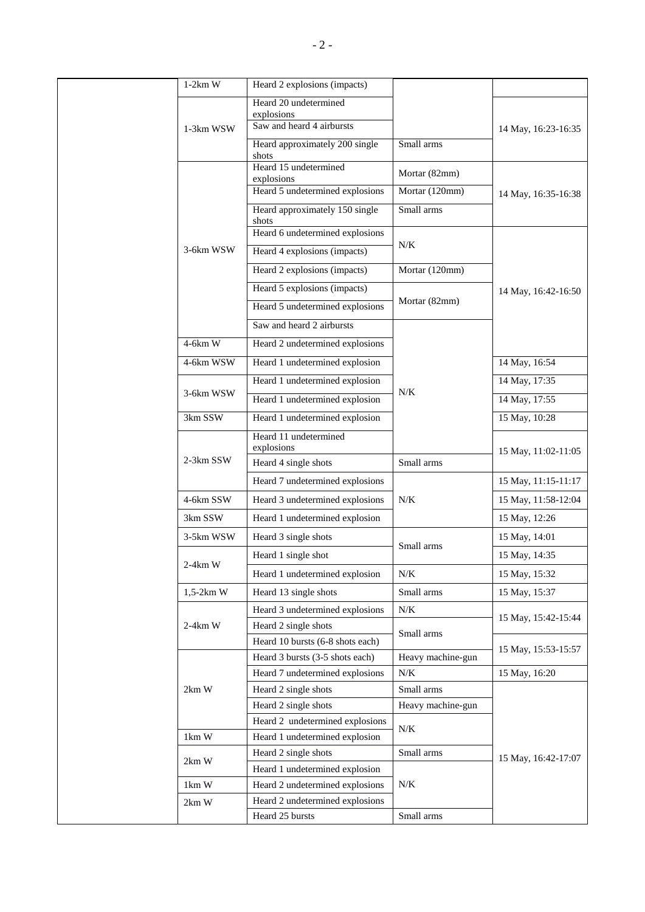| | | | | |
|---|---|---|---|---|
| | 1-2km W | Heard 2 explosions (impacts) | | |
| | 1-3km WSW | Heard 20 undetermined explosions | | 14 May, 16:23-16:35 |
| | | Saw and heard 4 airbursts | | |
| | | Heard approximately 200 single shots | Small arms | |
| | 3-6km WSW | Heard 15 undetermined explosions | Mortar (82mm) | 14 May, 16:35-16:38 |
| | | Heard 5 undetermined explosions | Mortar (120mm) | |
| | | Heard approximately 150 single shots | Small arms | |
| | | Heard 6 undetermined explosions | N/K | 14 May, 16:42-16:50 |
| | | Heard 4 explosions (impacts) | | |
| | | Heard 2 explosions (impacts) | Mortar (120mm) | |
| | | Heard 5 explosions (impacts) | Mortar (82mm) | |
| | | Heard 5 undetermined explosions | | |
| | | Saw and heard 2 airbursts | N/K | |
| | 4-6km W | Heard 2 undetermined explosions | | |
| | 4-6km WSW | Heard 1 undetermined explosion | | 14 May, 16:54 |
| | 3-6km WSW | Heard 1 undetermined explosion | | 14 May, 17:35 |
| | | Heard 1 undetermined explosion | | 14 May, 17:55 |
| | 3km SSW | Heard 1 undetermined explosion | | 15 May, 10:28 |
| | 2-3km SSW | Heard 11 undetermined explosions | | 15 May, 11:02-11:05 |
| | | Heard 4 single shots | Small arms | |
| | | Heard 7 undetermined explosions | N/K | 15 May, 11:15-11:17 |
| | 4-6km SSW | Heard 3 undetermined explosions | | 15 May, 11:58-12:04 |
| | 3km SSW | Heard 1 undetermined explosion | | 15 May, 12:26 |
| | 3-5km WSW | Heard 3 single shots | Small arms | 15 May, 14:01 |
| | 2-4km W | Heard 1 single shot | | 15 May, 14:35 |
| | | Heard 1 undetermined explosion | N/K | 15 May, 15:32 |
| | 1,5-2km W | Heard 13 single shots | Small arms | 15 May, 15:37 |
| | 2-4km W | Heard 3 undetermined explosions | N/K | 15 May, 15:42-15:44 |
| | | Heard 2 single shots | Small arms | |
| | | Heard 10 bursts (6-8 shots each) | | 15 May, 15:53-15:57 |
| | 2km W | Heard 3 bursts (3-5 shots each) | Heavy machine-gun | |
| | | Heard 7 undetermined explosions | N/K | 15 May, 16:20 |
| | | Heard 2 single shots | Small arms | 15 May, 16:42-17:07 |
| | | Heard 2 single shots | Heavy machine-gun | |
| | | Heard 2 undetermined explosions | N/K | |
| | 1km W | Heard 1 undetermined explosion | | |
| | 2km W | Heard 2 single shots | Small arms | |
| | | Heard 1 undetermined explosion | N/K | |
| | 1km W | Heard 2 undetermined explosions | | |
| | 2km W | Heard 2 undetermined explosions | | |
| | | Heard 25 bursts | Small arms | |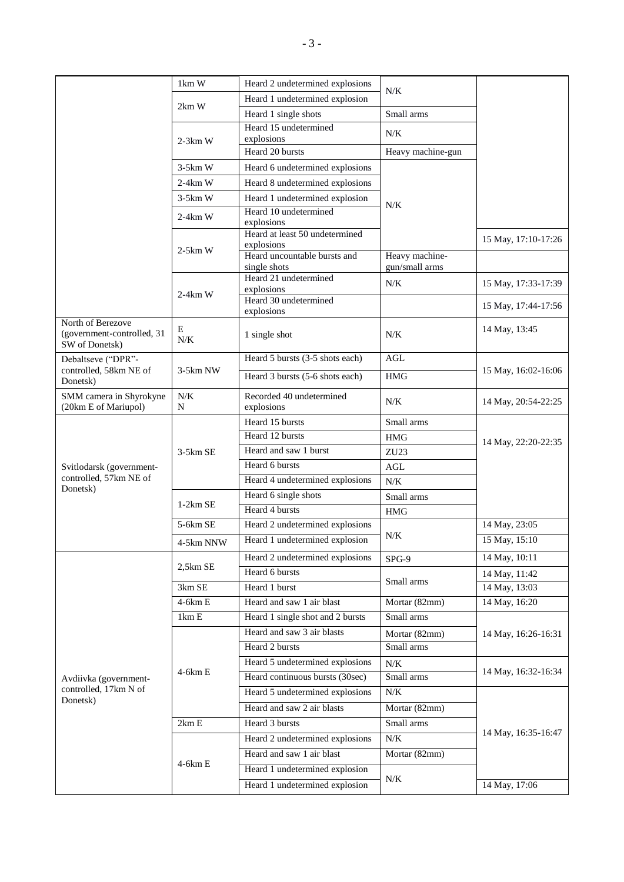| | | | | |
|---|---|---|---|---|
| | 1km W | Heard 2 undetermined explosions | N/K | |
| | 2km W | Heard 1 undetermined explosion | | |
| | | Heard 1 single shots | Small arms | |
| | 2-3km W | Heard 15 undetermined explosions | N/K | |
| | | Heard 20 bursts | Heavy machine-gun | |
| | 3-5km W | Heard 6 undetermined explosions | N/K | |
| | 2-4km W | Heard 8 undetermined explosions | | |
| | 3-5km W | Heard 1 undetermined explosion | | |
| | 2-4km W | Heard 10 undetermined explosions | | |
| | 2-5km W | Heard at least 50 undetermined explosions | | 15 May, 17:10-17:26 |
| | | Heard uncountable bursts and single shots | Heavy machine-gun/small arms | |
| | 2-4km W | Heard 21 undetermined explosions | N/K | 15 May, 17:33-17:39 |
| | | Heard 30 undetermined explosions | | 15 May, 17:44-17:56 |
| North of Berezove (government-controlled, 31 SW of Donetsk) | E N/K | 1 single shot | N/K | 14 May, 13:45 |
| Debaltseve ("DPR"-controlled, 58km NE of Donetsk) | 3-5km NW | Heard 5 bursts (3-5 shots each) | AGL | 15 May, 16:02-16:06 |
| | | Heard 3 bursts (5-6 shots each) | HMG | |
| SMM camera in Shyrokyne (20km E of Mariupol) | N/K N | Recorded 40 undetermined explosions | N/K | 14 May, 20:54-22:25 |
| Svitlodarsk (government-controlled, 57km NE of Donetsk) | 3-5km SE | Heard 15 bursts | Small arms | 14 May, 22:20-22:35 |
| | | Heard 12 bursts | HMG | |
| | | Heard and saw 1 burst | ZU23 | |
| | | Heard 6 bursts | AGL | |
| | | Heard 4 undetermined explosions | N/K | |
| | 1-2km SE | Heard 6 single shots | Small arms | |
| | | Heard 4 bursts | HMG | |
| | 5-6km SE | Heard 2 undetermined explosions | N/K | 14 May, 23:05 |
| | 4-5km NNW | Heard 1 undetermined explosion | | 15 May, 15:10 |
| Avdiivka (government-controlled, 17km N of Donetsk) | 2,5km SE | Heard 2 undetermined explosions | SPG-9 | 14 May, 10:11 |
| | | Heard 6 bursts | Small arms | 14 May, 11:42 |
| | 3km SE | Heard 1 burst | | 14 May, 13:03 |
| | 4-6km E | Heard and saw 1 air blast | Mortar (82mm) | 14 May, 16:20 |
| | 1km E | Heard 1 single shot and 2 bursts | Small arms | 14 May, 16:26-16:31 |
| | 4-6km E | Heard and saw 3 air blasts | Mortar (82mm) | |
| | | Heard 2 bursts | Small arms | |
| | | Heard 5 undetermined explosions | N/K | 14 May, 16:32-16:34 |
| | | Heard continuous bursts (30sec) | Small arms | |
| | | Heard 5 undetermined explosions | N/K | 14 May, 16:35-16:47 |
| | | Heard and saw 2 air blasts | Mortar (82mm) | |
| | 2km E | Heard 3 bursts | Small arms | |
| | 4-6km E | Heard 2 undetermined explosions | N/K | |
| | | Heard and saw 1 air blast | Mortar (82mm) | |
| | | Heard 1 undetermined explosion | N/K | |
| | | Heard 1 undetermined explosion | | 14 May, 17:06 |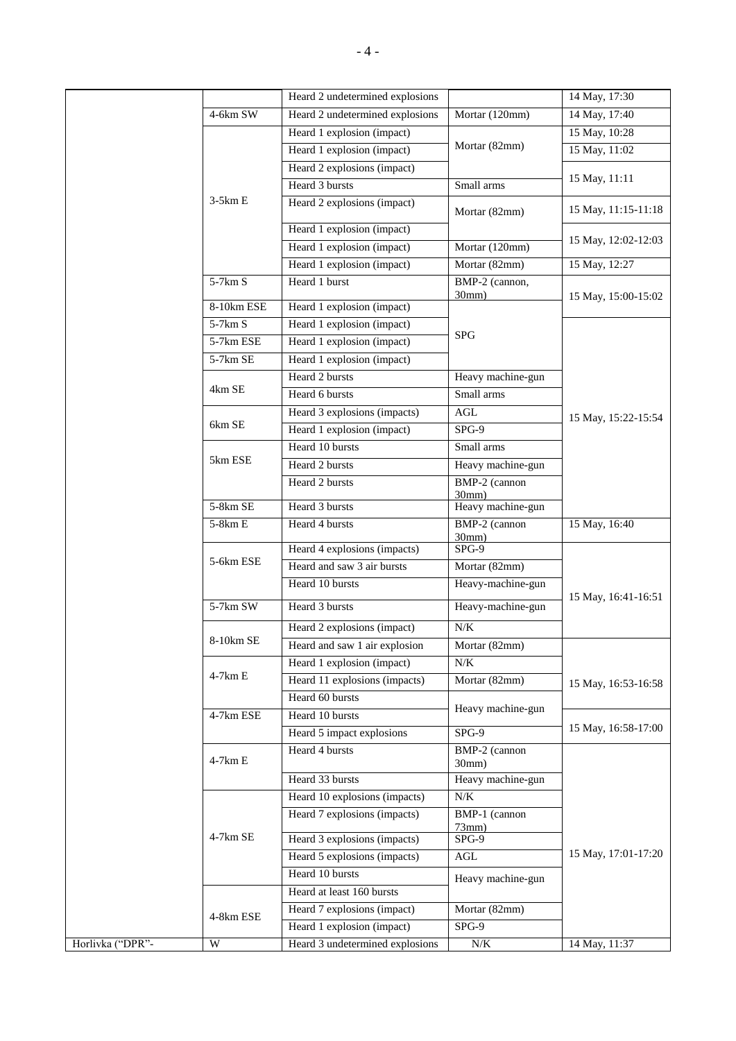| | | | | |
|---|---|---|---|---|
| | | Heard 2 undetermined explosions | | 14 May, 17:30 |
| | 4-6km SW | Heard 2 undetermined explosions | Mortar (120mm) | 14 May, 17:40 |
| | 3-5km E | Heard 1 explosion (impact) | Mortar (82mm) | 15 May, 10:28 |
| | | Heard 1 explosion (impact) | | 15 May, 11:02 |
| | | Heard 2 explosions (impact) | | 15 May, 11:11 |
| | | Heard 3 bursts | Small arms | |
| | | Heard 2 explosions (impact) | Mortar (82mm) | 15 May, 11:15-11:18 |
| | | Heard 1 explosion (impact) | | 15 May, 12:02-12:03 |
| | | Heard 1 explosion (impact) | Mortar (120mm) | |
| | | Heard 1 explosion (impact) | Mortar (82mm) | 15 May, 12:27 |
| | 5-7km S | Heard 1 burst | BMP-2 (cannon, 30mm) | 15 May, 15:00-15:02 |
| | 8-10km ESE | Heard 1 explosion (impact) | SPG | |
| | 5-7km S | Heard 1 explosion (impact) | | 15 May, 15:22-15:54 |
| | 5-7km ESE | Heard 1 explosion (impact) | | |
| | 5-7km SE | Heard 1 explosion (impact) | | |
| | 4km SE | Heard 2 bursts | Heavy machine-gun | |
| | | Heard 6 bursts | Small arms | |
| | 6km SE | Heard 3 explosions (impacts) | AGL | |
| | | Heard 1 explosion (impact) | SPG-9 | |
| | 5km ESE | Heard 10 bursts | Small arms | |
| | | Heard 2 bursts | Heavy machine-gun | |
| | | Heard 2 bursts | BMP-2 (cannon 30mm) | |
| | 5-8km SE | Heard 3 bursts | Heavy machine-gun | |
| | 5-8km E | Heard 4 bursts | BMP-2 (cannon 30mm) | 15 May, 16:40 |
| | 5-6km ESE | Heard 4 explosions (impacts) | SPG-9 | 15 May, 16:41-16:51 |
| | | Heard and saw 3 air bursts | Mortar (82mm) | |
| | | Heard 10 bursts | Heavy-machine-gun | |
| | 5-7km SW | Heard 3 bursts | Heavy-machine-gun | |
| | 8-10km SE | Heard 2 explosions (impact) | N/K | |
| | | Heard and saw 1 air explosion | Mortar (82mm) | 15 May, 16:53-16:58 |
| | 4-7km E | Heard 1 explosion (impact) | N/K | |
| | | Heard 11 explosions (impacts) | Mortar (82mm) | |
| | | Heard 60 bursts | Heavy machine-gun | |
| | 4-7km ESE | Heard 10 bursts | | 15 May, 16:58-17:00 |
| | | Heard 5 impact explosions | SPG-9 | |
| | 4-7km E | Heard 4 bursts | BMP-2 (cannon 30mm) | 15 May, 17:01-17:20 |
| | | Heard 33 bursts | Heavy machine-gun | |
| | 4-7km SE | Heard 10 explosions (impacts) | N/K | |
| | | Heard 7 explosions (impacts) | BMP-1 (cannon 73mm) | |
| | | Heard 3 explosions (impacts) | SPG-9 | |
| | | Heard 5 explosions (impacts) | AGL | |
| | | Heard 10 bursts | Heavy machine-gun | |
| | 4-8km ESE | Heard at least 160 bursts | | |
| | | Heard 7 explosions (impact) | Mortar (82mm) | |
| | | Heard 1 explosion (impact) | SPG-9 | |
| Horlivka ("DPR"- | W | Heard 3 undetermined explosions | N/K | 14 May, 11:37 |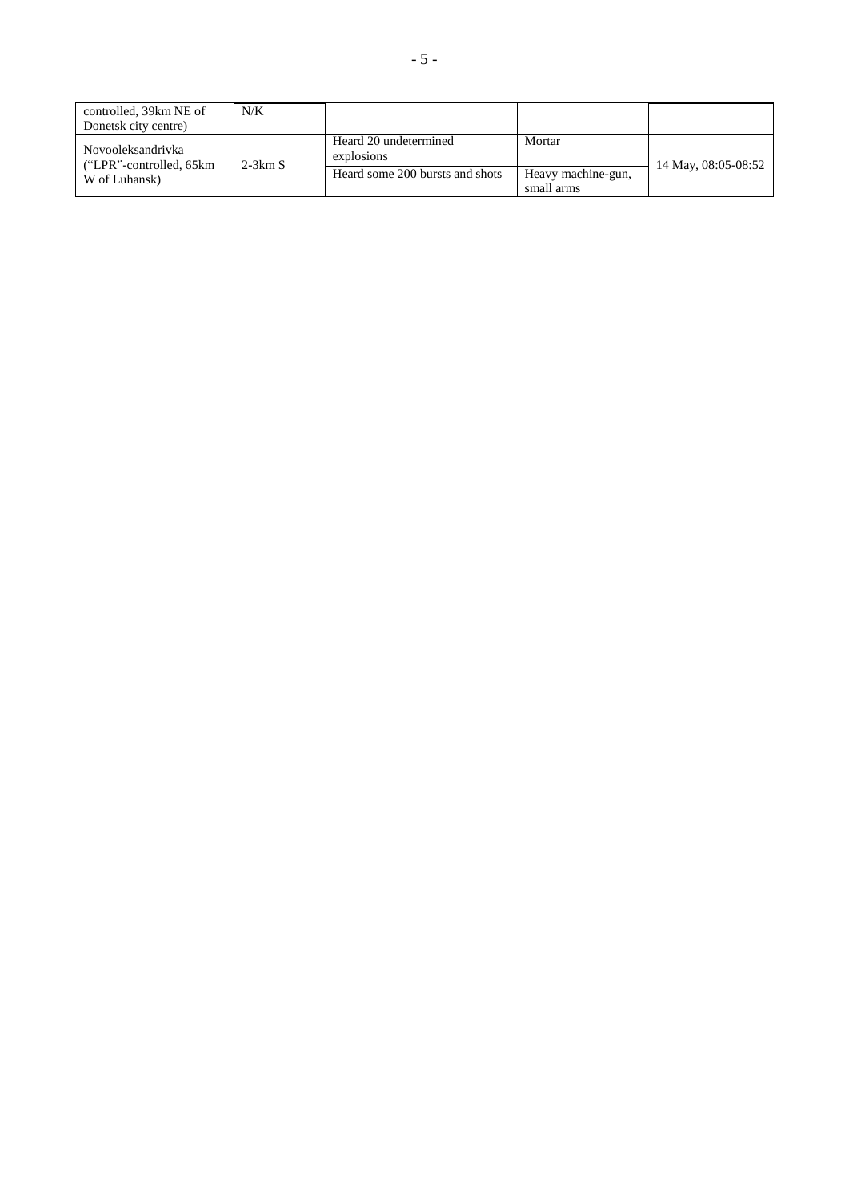| | | | | |
|---|---|---|---|---|
| controlled, 39km NE of Donetsk city centre) | N/K | | | |
| Novooleksandrivka ("LPR"-controlled, 65km W of Luhansk) | 2-3km S | Heard 20 undetermined explosions | Mortar | 14 May, 08:05-08:52 |
| | | Heard some 200 bursts and shots | Heavy machine-gun, small arms | |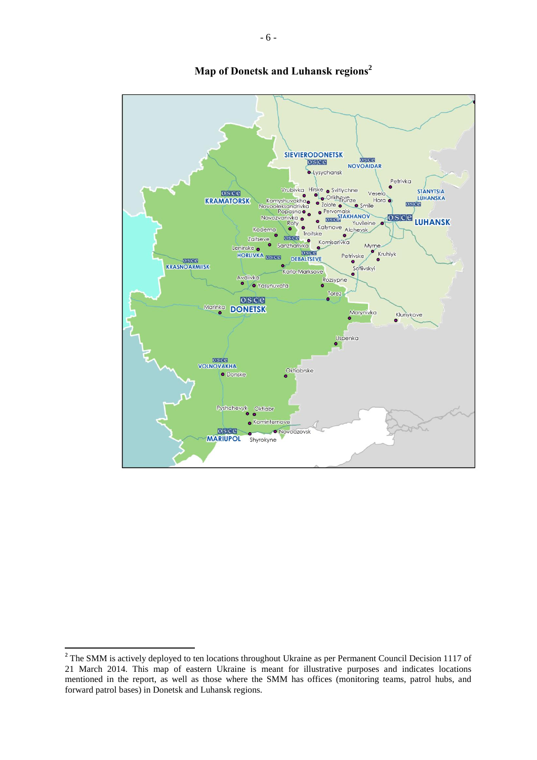# Map of Donetsk and Luhansk regions[2]

SIEVIERODONETSK
NOVOAIDAR
Lysychansk
Petrivka
Vrubivka
Hirske
Svitlychne
Veselа
STANYTSIA LUHANSKA
KRAMATORSK
Komyshuvakha
Orikhove
Frunze
Hora
Novooleksandrivka
Zolote
Smile
Popasna
Pervomaisk
Novozvanivka
STAKHANOV
LUHANSK
Roty
Yuvileine
Kalynove
Kodema
Troitske
Alchevsk
Zaitseve
Komisarivka
Myrne
Sanzharivka
Leninske
Kruhlyk
HORLIVKA
DEBALTSEVE
Petrivske
KRASNOARMIISK
Sofiivskyi
Karlo-Marksove
Avdiivka
Rozsypne
Yasynuvata
Torez
DONETSK
Marinka
Marynivka
Kliunykove
Uspenka
VOLNOVAKHA
Oktiabrske
Donske
Pyshchevyk
Oktiabr
Kominternove
Novoazovsk
MARIUPOL
Shyrokyne

---

[2] The SMM is actively deployed to ten locations throughout Ukraine as per Permanent Council Decision 1117 of 21 March 2014. This map of eastern Ukraine is meant for illustrative purposes and indicates locations mentioned in the report, as well as those where the SMM has offices (monitoring teams, patrol hubs, and forward patrol bases) in Donetsk and Luhansk regions.